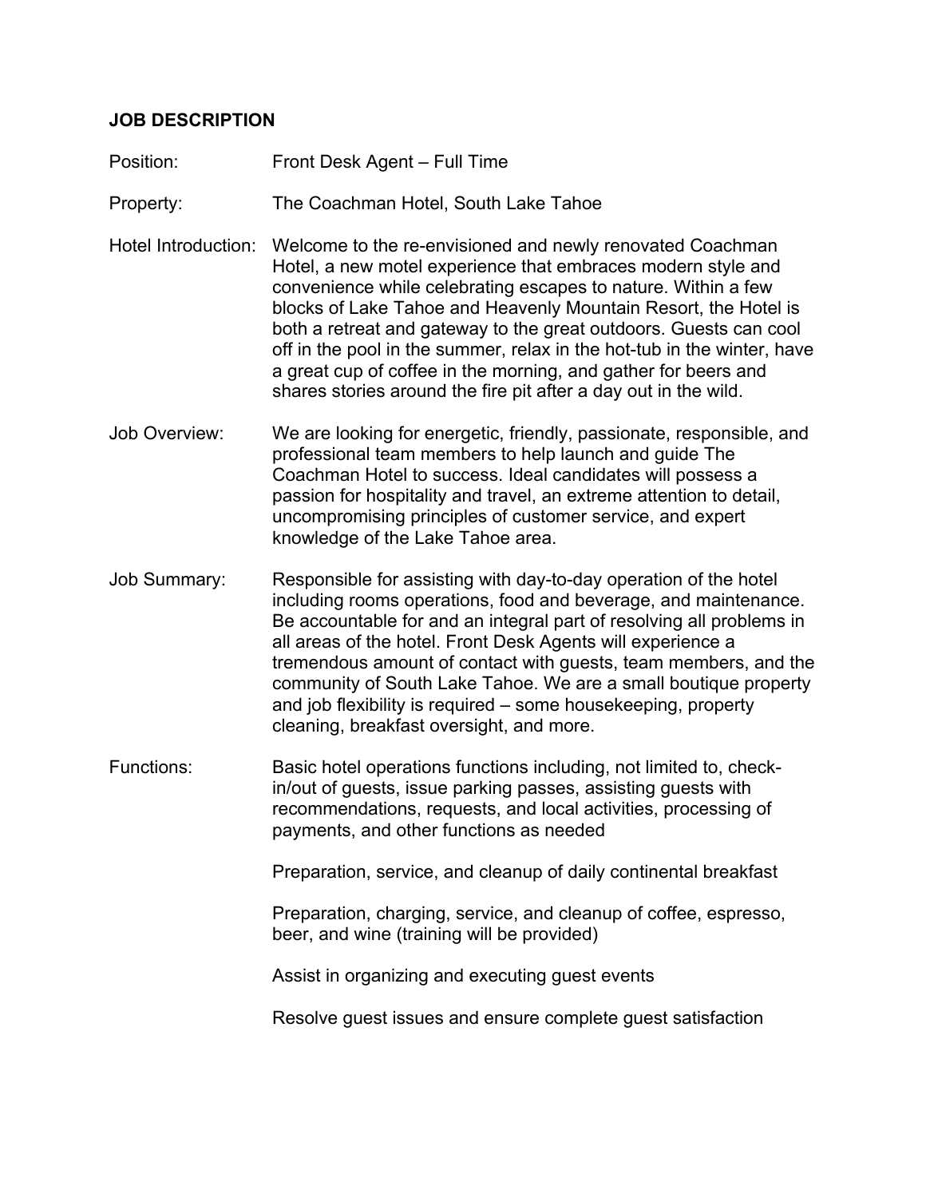## JOB DESCRIPTION

**Position:** Front Desk Agent – Full Time

**Property:** The Coachman Hotel, South Lake Tahoe

**Hotel Introduction:** Welcome to the re-envisioned and newly renovated Coachman Hotel, a new motel experience that embraces modern style and convenience while celebrating escapes to nature. Within a few blocks of Lake Tahoe and Heavenly Mountain Resort, the Hotel is both a retreat and gateway to the great outdoors. Guests can cool off in the pool in the summer, relax in the hot-tub in the winter, have a great cup of coffee in the morning, and gather for beers and shares stories around the fire pit after a day out in the wild.

**Job Overview:** We are looking for energetic, friendly, passionate, responsible, and professional team members to help launch and guide The Coachman Hotel to success. Ideal candidates will possess a passion for hospitality and travel, an extreme attention to detail, uncompromising principles of customer service, and expert knowledge of the Lake Tahoe area.

**Job Summary:** Responsible for assisting with day-to-day operation of the hotel including rooms operations, food and beverage, and maintenance. Be accountable for and an integral part of resolving all problems in all areas of the hotel. Front Desk Agents will experience a tremendous amount of contact with guests, team members, and the community of South Lake Tahoe. We are a small boutique property and job flexibility is required – some housekeeping, property cleaning, breakfast oversight, and more.

**Functions:**

Basic hotel operations functions including, not limited to, check-in/out of guests, issue parking passes, assisting guests with recommendations, requests, and local activities, processing of payments, and other functions as needed

Preparation, service, and cleanup of daily continental breakfast

Preparation, charging, service, and cleanup of coffee, espresso, beer, and wine (training will be provided)

Assist in organizing and executing guest events

Resolve guest issues and ensure complete guest satisfaction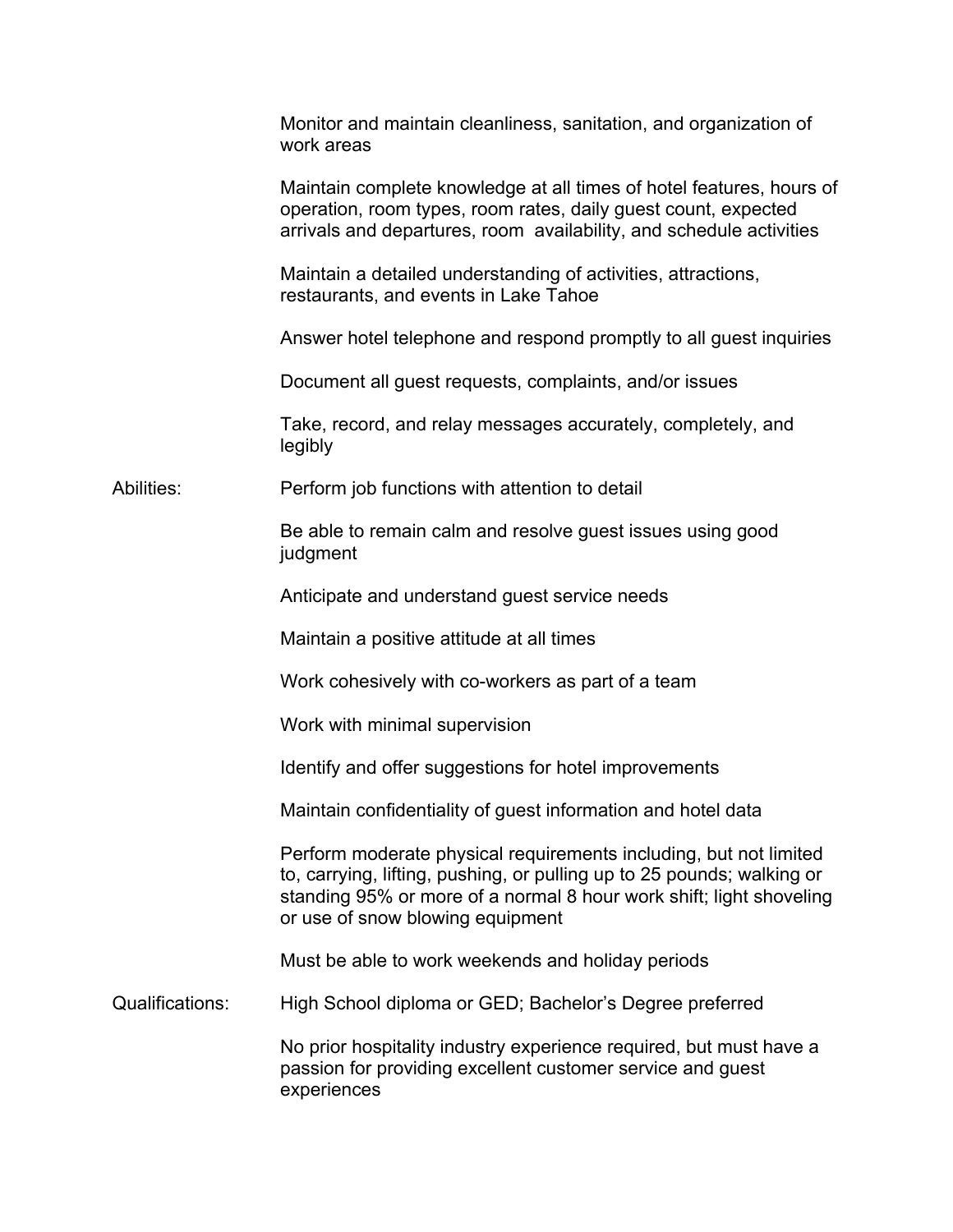Monitor and maintain cleanliness, sanitation, and organization of work areas

Maintain complete knowledge at all times of hotel features, hours of operation, room types, room rates, daily guest count, expected arrivals and departures, room availability, and schedule activities

Maintain a detailed understanding of activities, attractions, restaurants, and events in Lake Tahoe

Answer hotel telephone and respond promptly to all guest inquiries

Document all guest requests, complaints, and/or issues

Take, record, and relay messages accurately, completely, and legibly

**Abilities:**

Perform job functions with attention to detail

Be able to remain calm and resolve guest issues using good judgment

Anticipate and understand guest service needs

Maintain a positive attitude at all times

Work cohesively with co-workers as part of a team

Work with minimal supervision

Identify and offer suggestions for hotel improvements

Maintain confidentiality of guest information and hotel data

Perform moderate physical requirements including, but not limited to, carrying, lifting, pushing, or pulling up to 25 pounds; walking or standing 95% or more of a normal 8 hour work shift; light shoveling or use of snow blowing equipment

Must be able to work weekends and holiday periods

**Qualifications:**

High School diploma or GED; Bachelor's Degree preferred

No prior hospitality industry experience required, but must have a passion for providing excellent customer service and guest experiences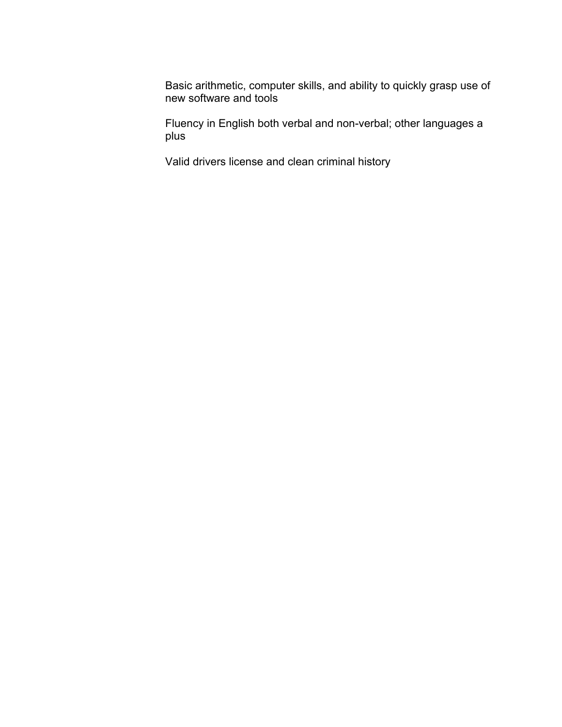Basic arithmetic, computer skills, and ability to quickly grasp use of new software and tools

Fluency in English both verbal and non-verbal; other languages a plus

Valid drivers license and clean criminal history